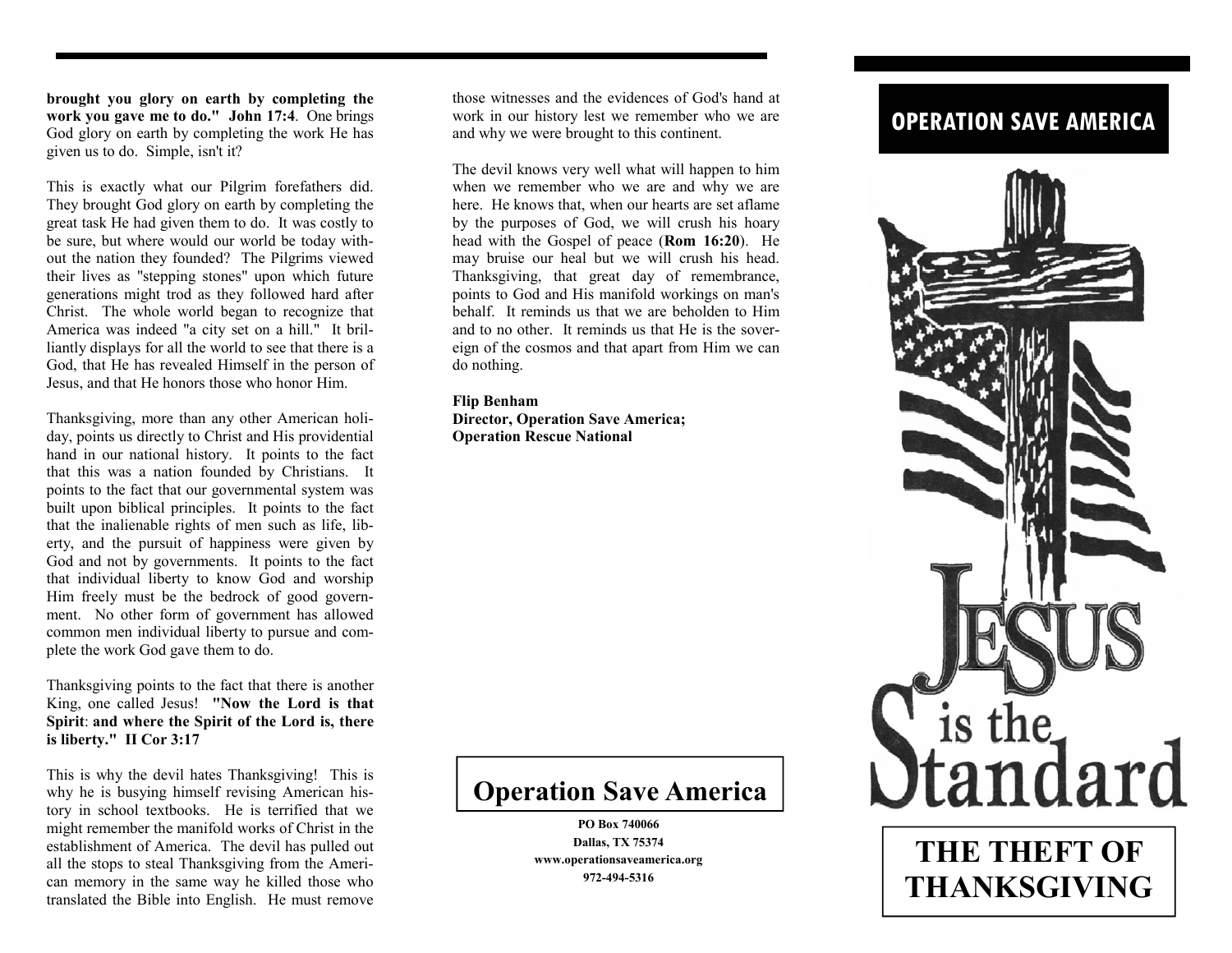**brought you glory on earth by completing the work you gave me to do." John 17:4**. One brings God glory on earth by completing the work He has given us to do. Simple, isn't it?

This is exactly what our Pilgrim forefathers did. They brought God glory on earth by completing the great task He had given them to do. It was costly to be sure, but where would our world be today without the nation they founded? The Pilgrims viewed their lives as "stepping stones" upon which future generations might trod as they followed hard after Christ. The whole world began to recognize that America was indeed "a city set on a hill." It brilliantly displays for all the world to see that there is a God, that He has revealed Himself in the person of Jesus, and that He honors those who honor Him.

Thanksgiving, more than any other American holiday, points us directly to Christ and His providential hand in our national history. It points to the fact that this was a nation founded by Christians. It points to the fact that our governmental system was built upon biblical principles. It points to the fact that the inalienable rights of men such as life, liberty, and the pursuit of happiness were given by God and not by governments. It points to the fact that individual liberty to know God and worship Him freely must be the bedrock of good government. No other form of government has allowed common men individual liberty to pursue and complete the work God gave them to do.

Thanksgiving points to the fact that there is another King, one called Jesus! **"Now the Lord is that Spirit: and where the Spirit of the Lord is, there is liberty." II Cor 3:17**

This is why the devil hates Thanksgiving! This is why he is busying himself revising American history in school textbooks. He is terrified that we might remember the manifold works of Christ in the establishment of America. The devil has pulled out all the stops to steal Thanksgiving from the American memory in the same way he killed those who translated the Bible into English. He must remove those witnesses and the evidences of God's hand at work in our history lest we remember who we are and why we were brought to this continent.

The devil knows very well what will happen to him when we remember who we are and why we are here. He knows that, when our hearts are set aflame by the purposes of God, we will crush his hoary head with the Gospel of peace (**Rom 16:20**). He may bruise our heal but we will crush his head. Thanksgiving, that great day of remembrance, points to God and His manifold workings on man's behalf. It reminds us that we are beholden to Him and to no other. It reminds us that He is the sovereign of the cosmos and that apart from Him we can do nothing.

**Flip Benham**
**Director, Operation Save America;**
**Operation Rescue National**

## Operation Save America

**PO Box 740066**
**Dallas, TX 75374**
**www.operationsaveamerica.org**
**972-494-5316**

## OPERATION SAVE AMERICA

JESUS is the Standard

# THE THEFT OF THANKSGIVING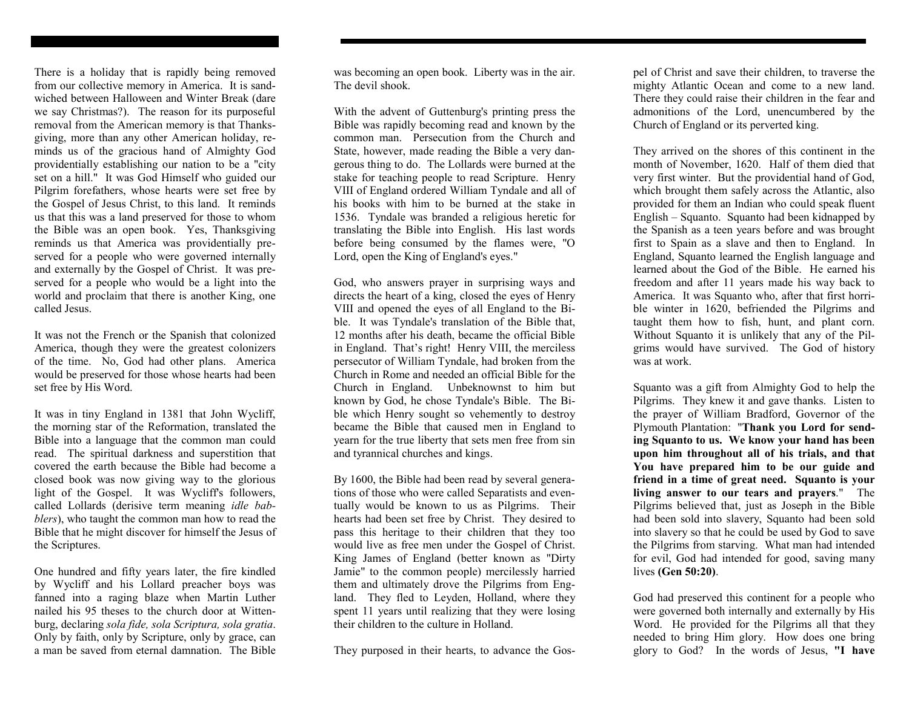There is a holiday that is rapidly being removed from our collective memory in America. It is sandwiched between Halloween and Winter Break (dare we say Christmas?). The reason for its purposeful removal from the American memory is that Thanksgiving, more than any other American holiday, reminds us of the gracious hand of Almighty God providentially establishing our nation to be a "city set on a hill." It was God Himself who guided our Pilgrim forefathers, whose hearts were set free by the Gospel of Jesus Christ, to this land. It reminds us that this was a land preserved for those to whom the Bible was an open book. Yes, Thanksgiving reminds us that America was providentially preserved for a people who were governed internally and externally by the Gospel of Christ. It was preserved for a people who would be a light into the world and proclaim that there is another King, one called Jesus.

It was not the French or the Spanish that colonized America, though they were the greatest colonizers of the time. No, God had other plans. America would be preserved for those whose hearts had been set free by His Word.

It was in tiny England in 1381 that John Wycliff, the morning star of the Reformation, translated the Bible into a language that the common man could read. The spiritual darkness and superstition that covered the earth because the Bible had become a closed book was now giving way to the glorious light of the Gospel. It was Wycliff's followers, called Lollards (derisive term meaning *idle babblers*), who taught the common man how to read the Bible that he might discover for himself the Jesus of the Scriptures.

One hundred and fifty years later, the fire kindled by Wycliff and his Lollard preacher boys was fanned into a raging blaze when Martin Luther nailed his 95 theses to the church door at Wittenburg, declaring *sola fide, sola Scriptura, sola gratia*. Only by faith, only by Scripture, only by grace, can a man be saved from eternal damnation. The Bible was becoming an open book. Liberty was in the air. The devil shook.

With the advent of Guttenburg's printing press the Bible was rapidly becoming read and known by the common man. Persecution from the Church and State, however, made reading the Bible a very dangerous thing to do. The Lollards were burned at the stake for teaching people to read Scripture. Henry VIII of England ordered William Tyndale and all of his books with him to be burned at the stake in 1536. Tyndale was branded a religious heretic for translating the Bible into English. His last words before being consumed by the flames were, "O Lord, open the King of England's eyes."

God, who answers prayer in surprising ways and directs the heart of a king, closed the eyes of Henry VIII and opened the eyes of all England to the Bible. It was Tyndale's translation of the Bible that, 12 months after his death, became the official Bible in England. That's right! Henry VIII, the merciless persecutor of William Tyndale, had broken from the Church in Rome and needed an official Bible for the Church in England. Unbeknownst to him but known by God, he chose Tyndale's Bible. The Bible which Henry sought so vehemently to destroy became the Bible that caused men in England to yearn for the true liberty that sets men free from sin and tyrannical churches and kings.

By 1600, the Bible had been read by several generations of those who were called Separatists and eventually would be known to us as Pilgrims. Their hearts had been set free by Christ. They desired to pass this heritage to their children that they too would live as free men under the Gospel of Christ. King James of England (better known as "Dirty Jamie" to the common people) mercilessly harried them and ultimately drove the Pilgrims from England. They fled to Leyden, Holland, where they spent 11 years until realizing that they were losing their children to the culture in Holland.

They purposed in their hearts, to advance the Gospel of Christ and save their children, to traverse the mighty Atlantic Ocean and come to a new land. There they could raise their children in the fear and admonitions of the Lord, unencumbered by the Church of England or its perverted king.

They arrived on the shores of this continent in the month of November, 1620. Half of them died that very first winter. But the providential hand of God, which brought them safely across the Atlantic, also provided for them an Indian who could speak fluent English – Squanto. Squanto had been kidnapped by the Spanish as a teen years before and was brought first to Spain as a slave and then to England. In England, Squanto learned the English language and learned about the God of the Bible. He earned his freedom and after 11 years made his way back to America. It was Squanto who, after that first horrible winter in 1620, befriended the Pilgrims and taught them how to fish, hunt, and plant corn. Without Squanto it is unlikely that any of the Pilgrims would have survived. The God of history was at work.

Squanto was a gift from Almighty God to help the Pilgrims. They knew it and gave thanks. Listen to the prayer of William Bradford, Governor of the Plymouth Plantation: "**Thank you Lord for sending Squanto to us. We know your hand has been upon him throughout all of his trials, and that You have prepared him to be our guide and friend in a time of great need. Squanto is your living answer to our tears and prayers**." The Pilgrims believed that, just as Joseph in the Bible had been sold into slavery, Squanto had been sold into slavery so that he could be used by God to save the Pilgrims from starving. What man had intended for evil, God had intended for good, saving many lives **(Gen 50:20)**.

God had preserved this continent for a people who were governed both internally and externally by His Word. He provided for the Pilgrims all that they needed to bring Him glory. How does one bring glory to God? In the words of Jesus, **"I have**